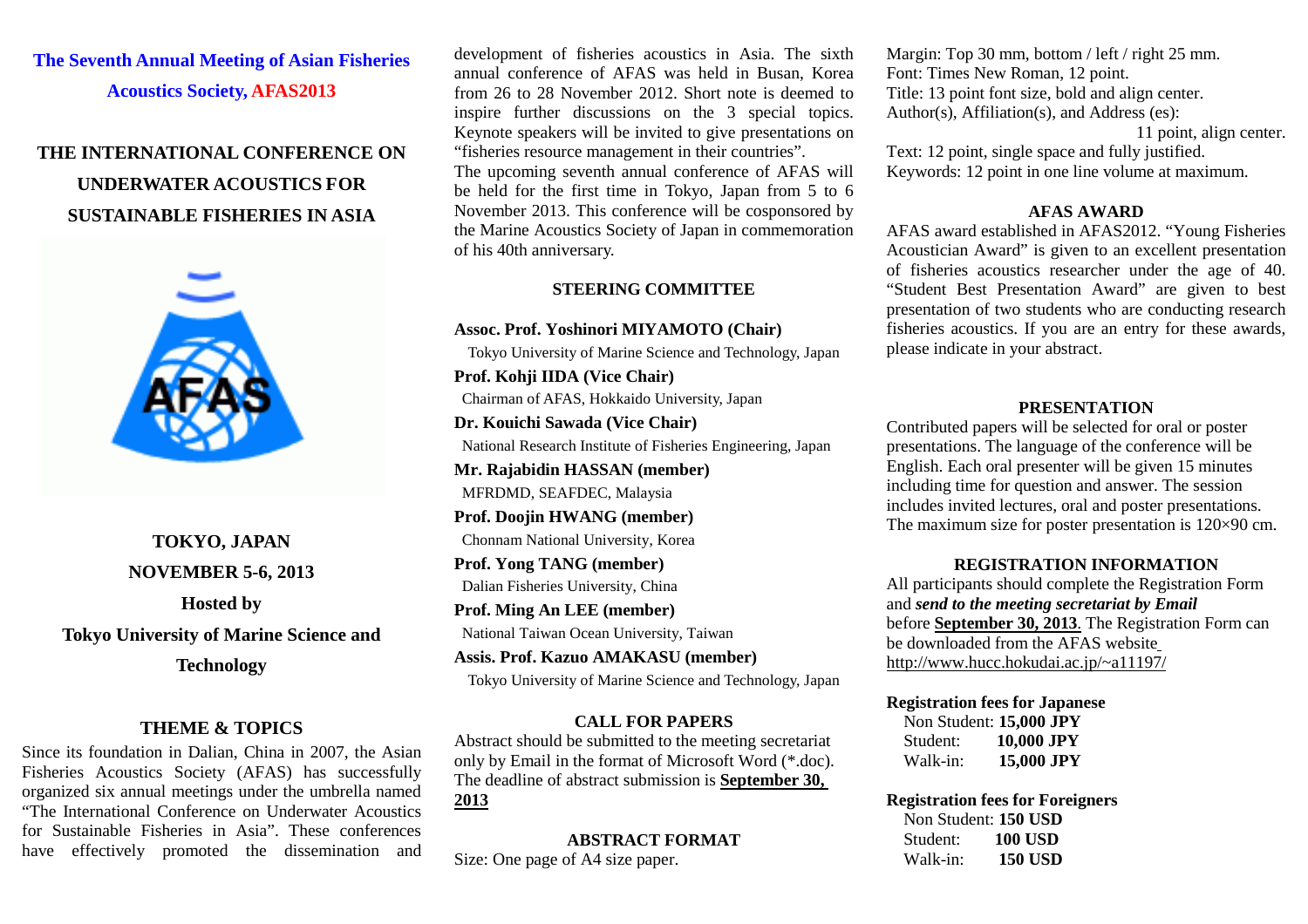# The Seventh Annual Meeting of Asian Fisheries Acoustics Society, AFAS2013

# THE INTERNATIONAL CONFERENCE ON UNDERWATER ACOUSTICS FOR SUSTAINABLE FISHERIES IN ASIA

**TOKYO, JAPAN**

**NOVEMBER 5-6, 2013**

**Hosted by**

**Tokyo University of Marine Science and Technology**

## THEME & TOPICS

Since its foundation in Dalian, China in 2007, the Asian Fisheries Acoustics Society (AFAS) has successfully organized six annual meetings under the umbrella named "The International Conference on Underwater Acoustics for Sustainable Fisheries in Asia". These conferences have effectively promoted the dissemination and development of fisheries acoustics in Asia. The sixth annual conference of AFAS was held in Busan, Korea from 26 to 28 November 2012. Short note is deemed to inspire further discussions on the 3 special topics. Keynote speakers will be invited to give presentations on "fisheries resource management in their countries".

The upcoming seventh annual conference of AFAS will be held for the first time in Tokyo, Japan from 5 to 6 November 2013. This conference will be cosponsored by the Marine Acoustics Society of Japan in commemoration of his 40th anniversary.

## STEERING COMMITTEE

**Assoc. Prof. Yoshinori MIYAMOTO (Chair)**
Tokyo University of Marine Science and Technology, Japan

**Prof. Kohji IIDA (Vice Chair)**
Chairman of AFAS, Hokkaido University, Japan

**Dr. Kouichi Sawada (Vice Chair)**
National Research Institute of Fisheries Engineering, Japan

**Mr. Rajabidin HASSAN (member)**
MFRDMD, SEAFDEC, Malaysia

**Prof. Doojin HWANG (member)**
Chonnam National University, Korea

**Prof. Yong TANG (member)**
Dalian Fisheries University, China

**Prof. Ming An LEE (member)**
National Taiwan Ocean University, Taiwan

**Assis. Prof. Kazuo AMAKASU (member)**
Tokyo University of Marine Science and Technology, Japan

## CALL FOR PAPERS

Abstract should be submitted to the meeting secretariat only by Email in the format of Microsoft Word (*.doc). The deadline of abstract submission is **September 30, 2013**

## ABSTRACT FORMAT

Size: One page of A4 size paper.
Margin: Top 30 mm, bottom / left / right 25 mm.
Font: Times New Roman, 12 point.
Title: 13 point font size, bold and align center.
Author(s), Affiliation(s), and Address (es): 11 point, align center.
Text: 12 point, single space and fully justified.
Keywords: 12 point in one line volume at maximum.

## AFAS AWARD

AFAS award established in AFAS2012. "Young Fisheries Acoustician Award" is given to an excellent presentation of fisheries acoustics researcher under the age of 40. "Student Best Presentation Award" are given to best presentation of two students who are conducting research fisheries acoustics. If you are an entry for these awards, please indicate in your abstract.

## PRESENTATION

Contributed papers will be selected for oral or poster presentations. The language of the conference will be English. Each oral presenter will be given 15 minutes including time for question and answer. The session includes invited lectures, oral and poster presentations. The maximum size for poster presentation is 120×90 cm.

## REGISTRATION INFORMATION

All participants should complete the Registration Form and ***send to the meeting secretariat by Email*** before **September 30, 2013**. The Registration Form can be downloaded from the AFAS website http://www.hucc.hokudai.ac.jp/~a11197/

**Registration fees for Japanese**

Non Student: **15,000 JPY**
Student: **10,000 JPY**
Walk-in: **15,000 JPY**

**Registration fees for Foreigners**

Non Student: **150 USD**
Student: **100 USD**
Walk-in: **150 USD**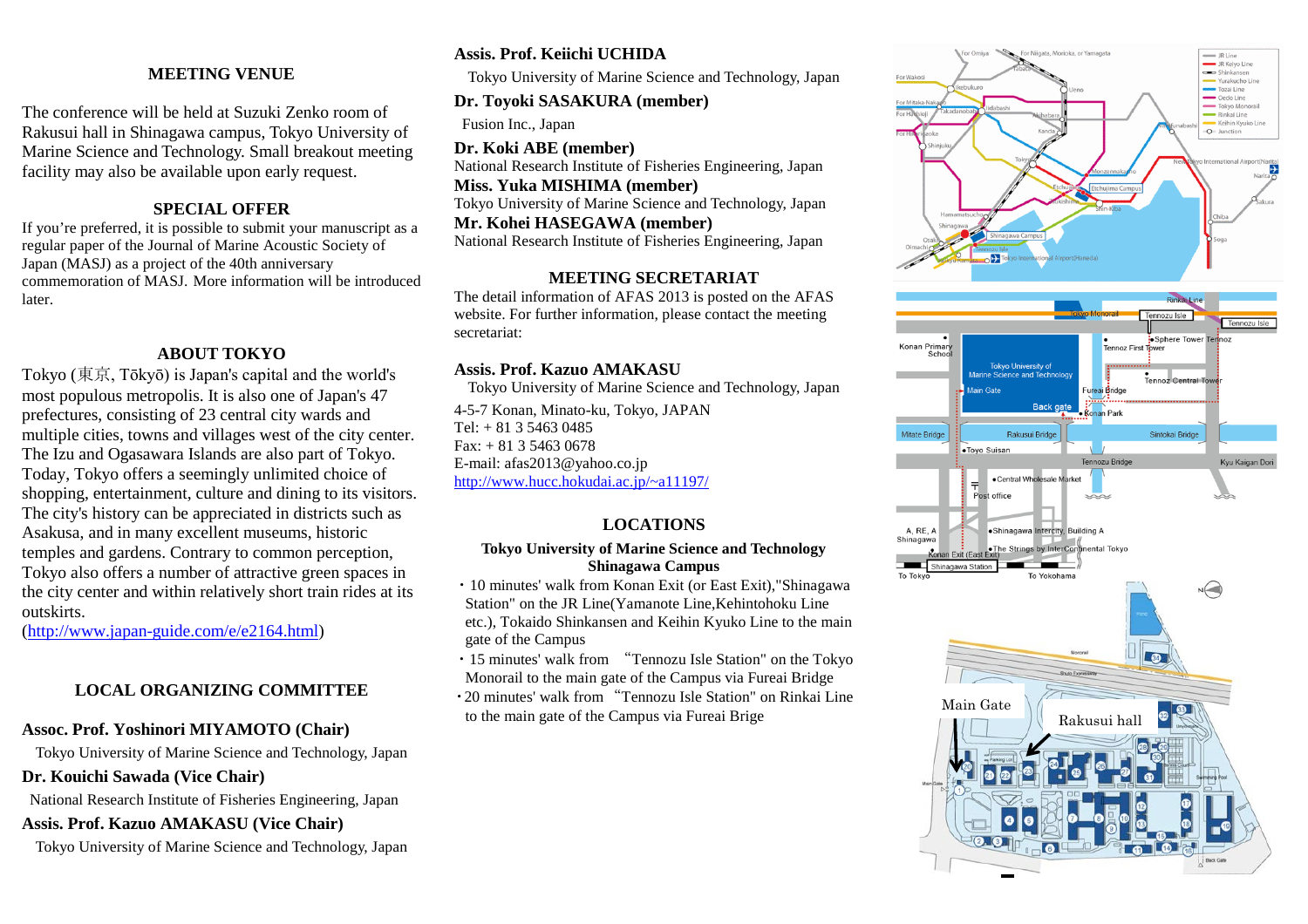## MEETING VENUE

The conference will be held at Suzuki Zenko room of Rakusui hall in Shinagawa campus, Tokyo University of Marine Science and Technology. Small breakout meeting facility may also be available upon early request.

## SPECIAL OFFER

If you're preferred, it is possible to submit your manuscript as a regular paper of the Journal of Marine Acoustic Society of Japan (MASJ) as a project of the 40th anniversary commemoration of MASJ. More information will be introduced later.

## ABOUT TOKYO

Tokyo (東京, Tōkyō) is Japan's capital and the world's most populous metropolis. It is also one of Japan's 47 prefectures, consisting of 23 central city wards and multiple cities, towns and villages west of the city center. The Izu and Ogasawara Islands are also part of Tokyo. Today, Tokyo offers a seemingly unlimited choice of shopping, entertainment, culture and dining to its visitors. The city's history can be appreciated in districts such as Asakusa, and in many excellent museums, historic temples and gardens. Contrary to common perception, Tokyo also offers a number of attractive green spaces in the city center and within relatively short train rides at its outskirts.
(http://www.japan-guide.com/e/e2164.html)

## LOCAL ORGANIZING COMMITTEE

**Assoc. Prof. Yoshinori MIYAMOTO (Chair)**
Tokyo University of Marine Science and Technology, Japan

**Dr. Kouichi Sawada (Vice Chair)**
National Research Institute of Fisheries Engineering, Japan

**Assis. Prof. Kazuo AMAKASU (Vice Chair)**
Tokyo University of Marine Science and Technology, Japan

**Assis. Prof. Keiichi UCHIDA**
Tokyo University of Marine Science and Technology, Japan

**Dr. Toyoki SASAKURA (member)**
Fusion Inc., Japan

**Dr. Koki ABE (member)**
National Research Institute of Fisheries Engineering, Japan

**Miss. Yuka MISHIMA (member)**
Tokyo University of Marine Science and Technology, Japan

**Mr. Kohei HASEGAWA (member)**
National Research Institute of Fisheries Engineering, Japan

## MEETING SECRETARIAT

The detail information of AFAS 2013 is posted on the AFAS website. For further information, please contact the meeting secretariat:

**Assis. Prof. Kazuo AMAKASU**
Tokyo University of Marine Science and Technology, Japan
4-5-7 Konan, Minato-ku, Tokyo, JAPAN
Tel: + 81 3 5463 0485
Fax: + 81 3 5463 0678
E-mail: afas2013@yahoo.co.jp
http://www.hucc.hokudai.ac.jp/~a11197/

## LOCATIONS

**Tokyo University of Marine Science and Technology Shinagawa Campus**

- 10 minutes' walk from Konan Exit (or East Exit),"Shinagawa Station" on the JR Line(Yamanote Line,Kehintohoku Line etc.), Tokaido Shinkansen and Keihin Kyuko Line to the main gate of the Campus
- 15 minutes' walk from "Tennozu Isle Station" on the Tokyo Monorail to the main gate of the Campus via Fureai Bridge
- 20 minutes' walk from "Tennozu Isle Station" on Rinkai Line to the main gate of the Campus via Fureai Brige

Main Gate
Rakusui hall